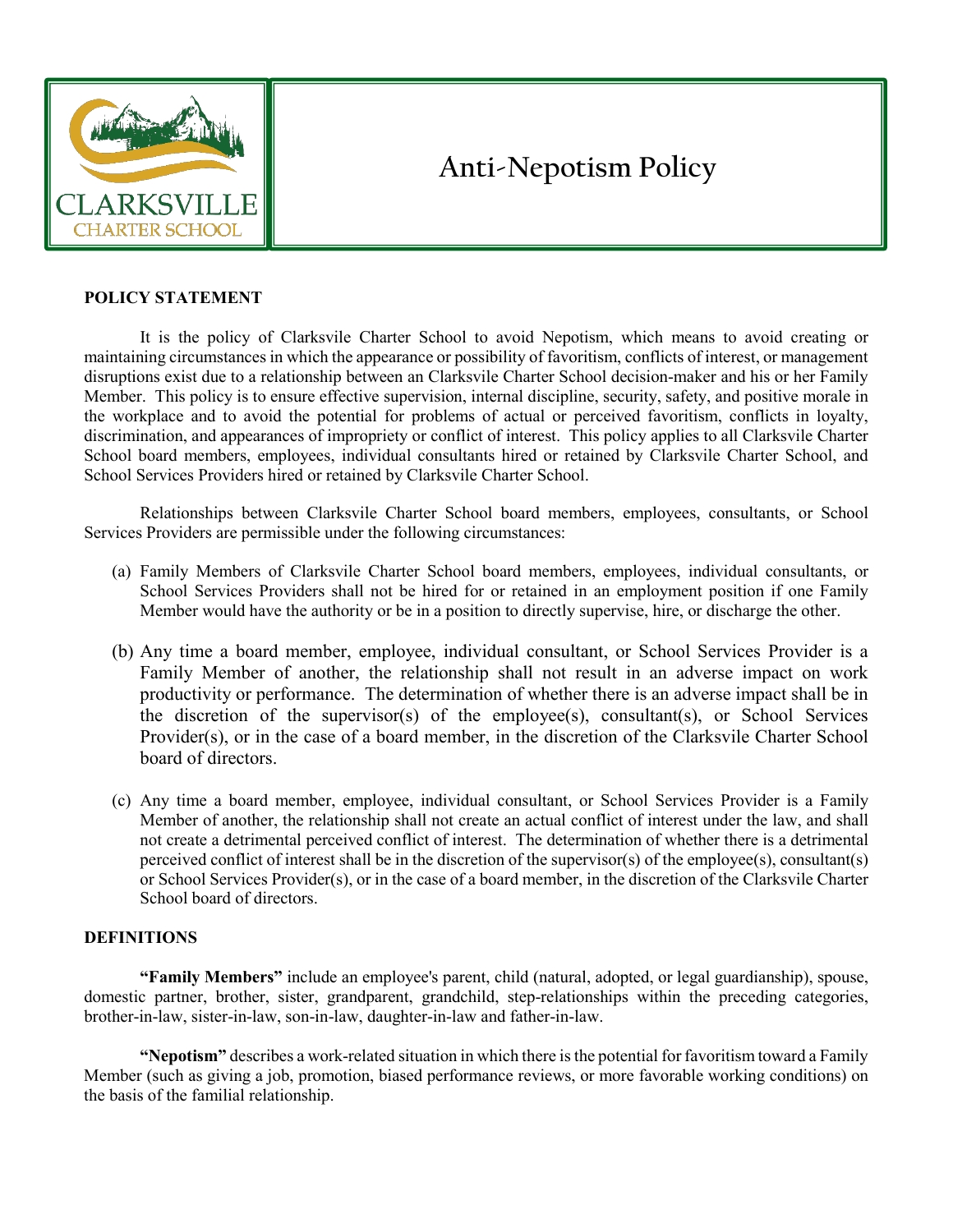# Anti-Nepotism Policy

CLARKSVILLE CHARTER SCHOOL

## POLICY STATEMENT

It is the policy of Clarksvile Charter School to avoid Nepotism, which means to avoid creating or maintaining circumstances in which the appearance or possibility of favoritism, conflicts of interest, or management disruptions exist due to a relationship between an Clarksville Charter School decision-maker and his or her Family Member. This policy is to ensure effective supervision, internal discipline, security, safety, and positive morale in the workplace and to avoid the potential for problems of actual or perceived favoritism, conflicts in loyalty, discrimination, and appearances of impropriety or conflict of interest. This policy applies to all Clarksville Charter School board members, employees, individual consultants hired or retained by Clarksville Charter School, and School Services Providers hired or retained by Clarksvile Charter School.

Relationships between Clarksvile Charter School board members, employees, consultants, or School Services Providers are permissible under the following circumstances:

(a) Family Members of Clarksvile Charter School board members, employees, individual consultants, or School Services Providers shall not be hired for or retained in an employment position if one Family Member would have the authority or be in a position to directly supervise, hire, or discharge the other.

(b) Any time a board member, employee, individual consultant, or School Services Provider is a Family Member of another, the relationship shall not result in an adverse impact on work productivity or performance. The determination of whether there is an adverse impact shall be in the discretion of the supervisor(s) of the employee(s), consultant(s), or School Services Provider(s), or in the case of a board member, in the discretion of the Clarksvile Charter School board of directors.

(c) Any time a board member, employee, individual consultant, or School Services Provider is a Family Member of another, the relationship shall not create an actual conflict of interest under the law, and shall not create a detrimental perceived conflict of interest. The determination of whether there is a detrimental perceived conflict of interest shall be in the discretion of the supervisor(s) of the employee(s), consultant(s) or School Services Provider(s), or in the case of a board member, in the discretion of the Clarksvile Charter School board of directors.

## DEFINITIONS

**"Family Members"** include an employee's parent, child (natural, adopted, or legal guardianship), spouse, domestic partner, brother, sister, grandparent, grandchild, step-relationships within the preceding categories, brother-in-law, sister-in-law, son-in-law, daughter-in-law and father-in-law.

**"Nepotism"** describes a work-related situation in which there is the potential for favoritism toward a Family Member (such as giving a job, promotion, biased performance reviews, or more favorable working conditions) on the basis of the familial relationship.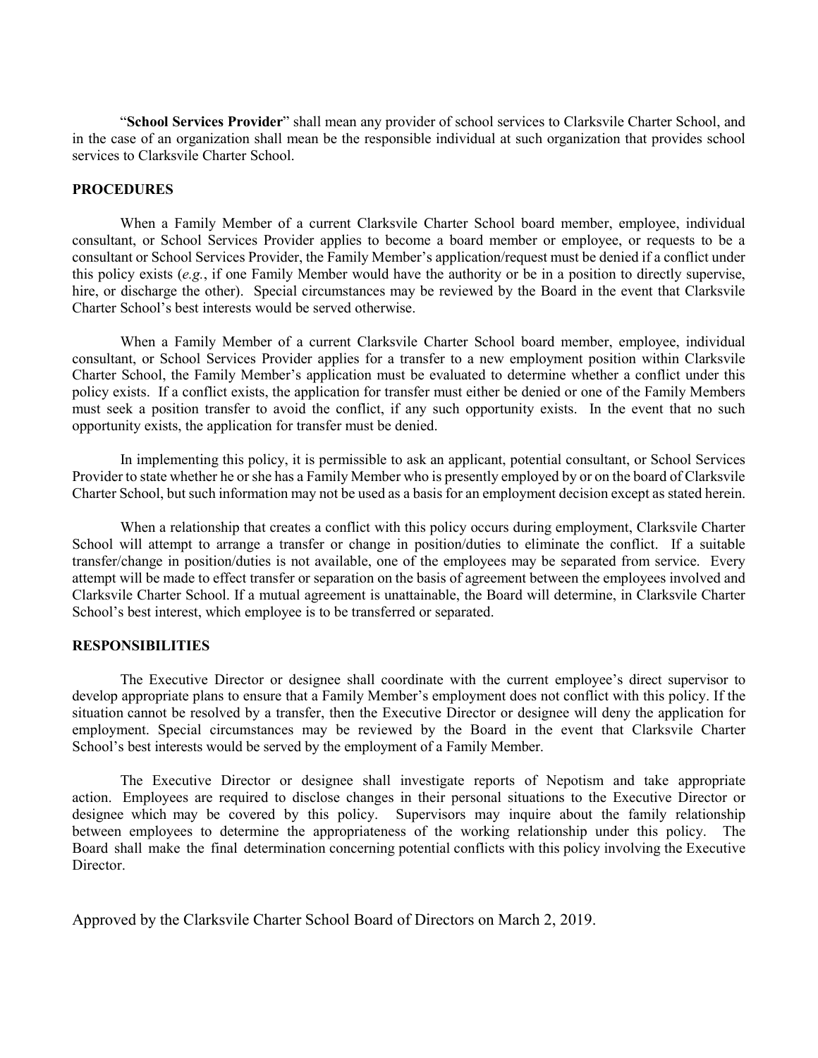"**School Services Provider**" shall mean any provider of school services to Clarksvile Charter School, and in the case of an organization shall mean be the responsible individual at such organization that provides school services to Clarksvile Charter School.

**PROCEDURES**

When a Family Member of a current Clarksvile Charter School board member, employee, individual consultant, or School Services Provider applies to become a board member or employee, or requests to be a consultant or School Services Provider, the Family Member's application/request must be denied if a conflict under this policy exists (*e.g.*, if one Family Member would have the authority or be in a position to directly supervise, hire, or discharge the other). Special circumstances may be reviewed by the Board in the event that Clarksvile Charter School's best interests would be served otherwise.

When a Family Member of a current Clarksvile Charter School board member, employee, individual consultant, or School Services Provider applies for a transfer to a new employment position within Clarksvile Charter School, the Family Member's application must be evaluated to determine whether a conflict under this policy exists. If a conflict exists, the application for transfer must either be denied or one of the Family Members must seek a position transfer to avoid the conflict, if any such opportunity exists. In the event that no such opportunity exists, the application for transfer must be denied.

In implementing this policy, it is permissible to ask an applicant, potential consultant, or School Services Provider to state whether he or she has a Family Member who is presently employed by or on the board of Clarksvile Charter School, but such information may not be used as a basis for an employment decision except as stated herein.

When a relationship that creates a conflict with this policy occurs during employment, Clarksvile Charter School will attempt to arrange a transfer or change in position/duties to eliminate the conflict. If a suitable transfer/change in position/duties is not available, one of the employees may be separated from service. Every attempt will be made to effect transfer or separation on the basis of agreement between the employees involved and Clarksvile Charter School. If a mutual agreement is unattainable, the Board will determine, in Clarksvile Charter School's best interest, which employee is to be transferred or separated.

**RESPONSIBILITIES**

The Executive Director or designee shall coordinate with the current employee's direct supervisor to develop appropriate plans to ensure that a Family Member's employment does not conflict with this policy. If the situation cannot be resolved by a transfer, then the Executive Director or designee will deny the application for employment. Special circumstances may be reviewed by the Board in the event that Clarksvile Charter School's best interests would be served by the employment of a Family Member.

The Executive Director or designee shall investigate reports of Nepotism and take appropriate action. Employees are required to disclose changes in their personal situations to the Executive Director or designee which may be covered by this policy. Supervisors may inquire about the family relationship between employees to determine the appropriateness of the working relationship under this policy. The Board shall make the final determination concerning potential conflicts with this policy involving the Executive Director.

Approved by the Clarksvile Charter School Board of Directors on March 2, 2019.